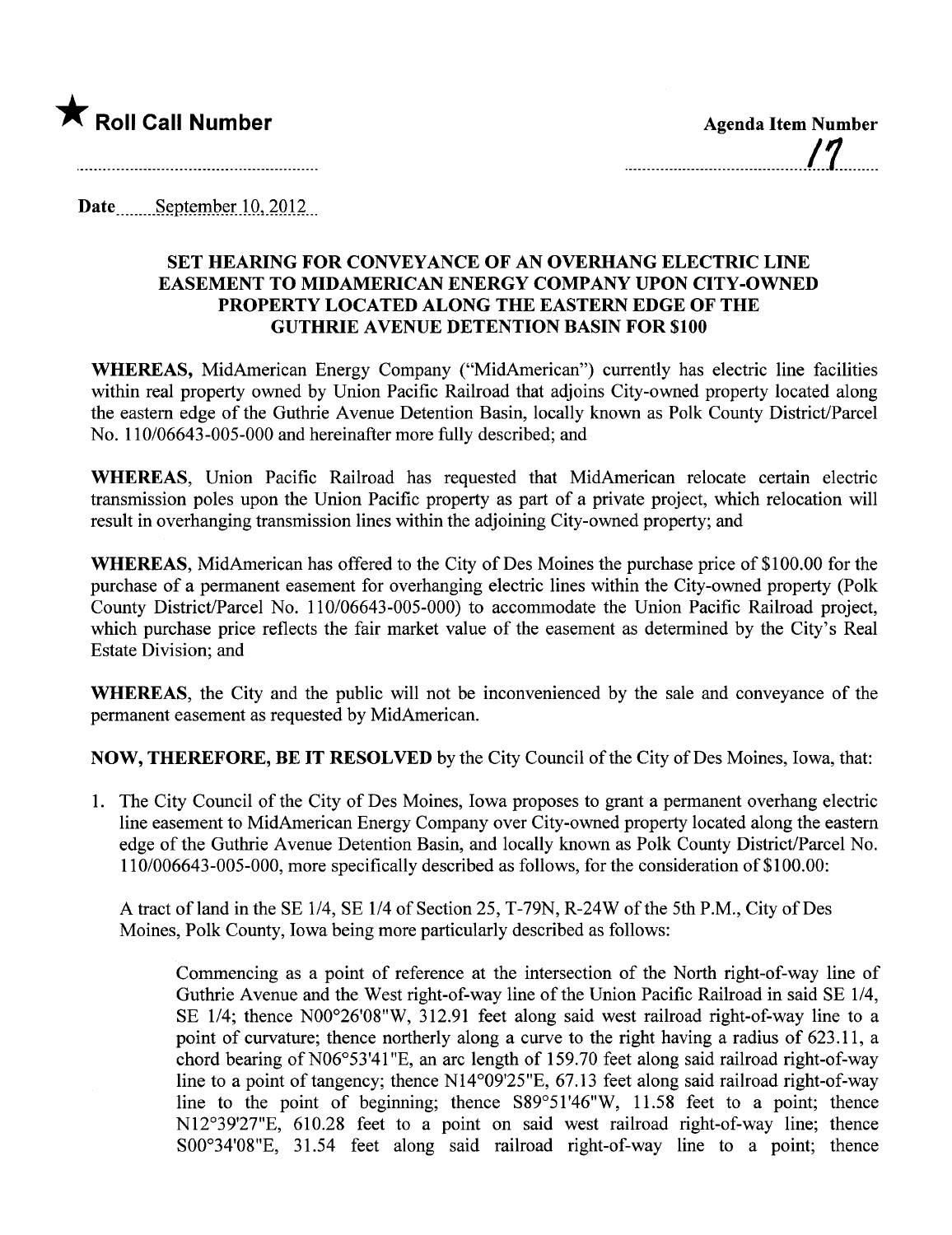★ **Roll Call Number**

**Agenda Item Number**

17

**Date** September 10, 2012

## SET HEARING FOR CONVEYANCE OF AN OVERHANG ELECTRIC LINE EASEMENT TO MIDAMERICAN ENERGY COMPANY UPON CITY-OWNED PROPERTY LOCATED ALONG THE EASTERN EDGE OF THE GUTHRIE AVENUE DETENTION BASIN FOR $100

**WHEREAS,** MidAmerican Energy Company ("MidAmerican") currently has electric line facilities within real property owned by Union Pacific Railroad that adjoins City-owned property located along the eastern edge of the Guthrie Avenue Detention Basin, locally known as Polk County District/Parcel No. 110/06643-005-000 and hereinafter more fully described; and

**WHEREAS**, Union Pacific Railroad has requested that MidAmerican relocate certain electric transmission poles upon the Union Pacific property as part of a private project, which relocation will result in overhanging transmission lines within the adjoining City-owned property; and

**WHEREAS,** MidAmerican has offered to the City of Des Moines the purchase price of $100.00 for the purchase of a permanent easement for overhanging electric lines within the City-owned property (Polk County District/Parcel No. 110/06643-005-000) to accommodate the Union Pacific Railroad project, which purchase price reflects the fair market value of the easement as determined by the City's Real Estate Division; and

**WHEREAS,** the City and the public will not be inconvenienced by the sale and conveyance of the permanent easement as requested by MidAmerican.

**NOW, THEREFORE, BE IT RESOLVED** by the City Council of the City of Des Moines, Iowa, that:

1. The City Council of the City of Des Moines, Iowa proposes to grant a permanent overhang electric line easement to MidAmerican Energy Company over City-owned property located along the eastern edge of the Guthrie Avenue Detention Basin, and locally known as Polk County District/Parcel No. 110/006643-005-000, more specifically described as follows, for the consideration of $100.00:

   A tract of land in the SE 1/4, SE 1/4 of Section 25, T-79N, R-24W of the 5th P.M., City of Des Moines, Polk County, Iowa being more particularly described as follows:

   > Commencing as a point of reference at the intersection of the North right-of-way line of Guthrie Avenue and the West right-of-way line of the Union Pacific Railroad in said SE 1/4, SE 1/4; thence N00°26'08"W, 312.91 feet along said west railroad right-of-way line to a point of curvature; thence northerly along a curve to the right having a radius of 623.11, a chord bearing of N06°53'41"E, an arc length of 159.70 feet along said railroad right-of-way line to a point of tangency; thence N14°09'25"E, 67.13 feet along said railroad right-of-way line to the point of beginning; thence S89°51'46"W, 11.58 feet to a point; thence N12°39'27"E, 610.28 feet to a point on said west railroad right-of-way line; thence S00°34'08"E, 31.54 feet along said railroad right-of-way line to a point; thence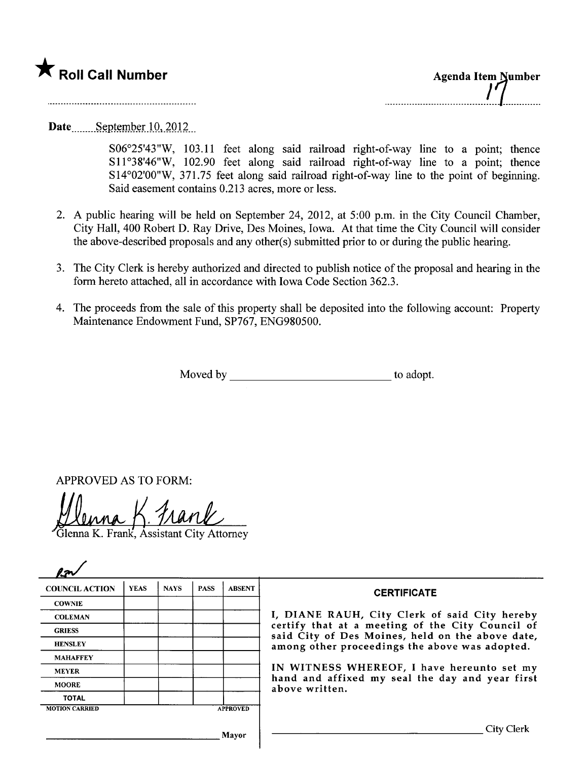★ **Roll Call Number**

**Agenda Item Number**

17

**Date** September 10, 2012

S06°25'43"W, 103.11 feet along said railroad right-of-way line to a point; thence S11°38'46"W, 102.90 feet along said railroad right-of-way line to a point; thence S14°02'00"W, 371.75 feet along said railroad right-of-way line to the point of beginning. Said easement contains 0.213 acres, more or less.

2. A public hearing will be held on September 24, 2012, at 5:00 p.m. in the City Council Chamber, City Hall, 400 Robert D. Ray Drive, Des Moines, Iowa. At that time the City Council will consider the above-described proposals and any other(s) submitted prior to or during the public hearing.

3. The City Clerk is hereby authorized and directed to publish notice of the proposal and hearing in the form hereto attached, all in accordance with Iowa Code Section 362.3.

4. The proceeds from the sale of this property shall be deposited into the following account: Property Maintenance Endowment Fund, SP767, ENG980500.

Moved by ____________________________ to adopt.

APPROVED AS TO FORM:

Glenna K. Frank

Glenna K. Frank, Assistant City Attorney

| COUNCIL ACTION | YEAS | NAYS | PASS | ABSENT |
|---|---|---|---|---|
| COWNIE | | | | |
| COLEMAN | | | | |
| GRIESS | | | | |
| HENSLEY | | | | |
| MAHAFFEY | | | | |
| MEYER | | | | |
| MOORE | | | | |
| TOTAL | | | | |
| MOTION CARRIED | | | | APPROVED |

______________________________ Mayor

**CERTIFICATE**

I, DIANE RAUH, City Clerk of said City hereby certify that at a meeting of the City Council of said City of Des Moines, held on the above date, among other proceedings the above was adopted.

IN WITNESS WHEREOF, I have hereunto set my hand and affixed my seal the day and year first above written.

______________________________ City Clerk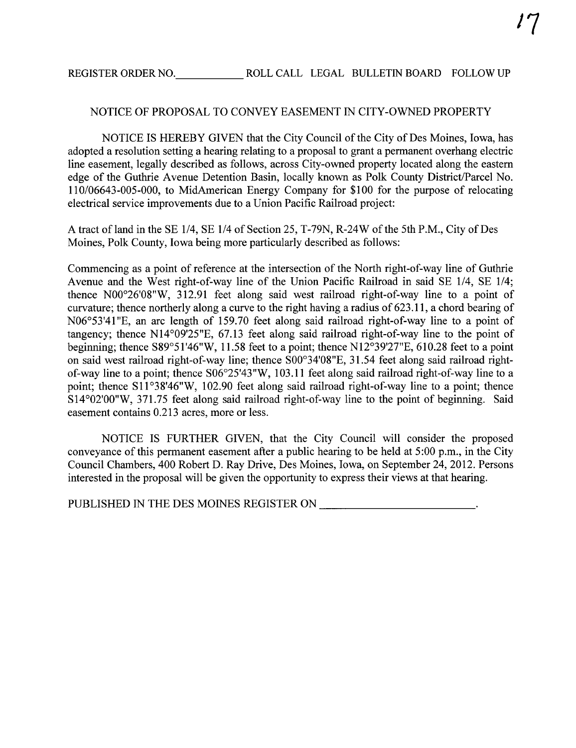REGISTER ORDER NO.____________ ROLL CALL LEGAL BULLETIN BOARD FOLLOW UP

NOTICE OF PROPOSAL TO CONVEY EASEMENT IN CITY-OWNED PROPERTY

NOTICE IS HEREBY GIVEN that the City Council of the City of Des Moines, Iowa, has adopted a resolution setting a hearing relating to a proposal to grant a permanent overhang electric line easement, legally described as follows, across City-owned property located along the eastern edge of the Guthrie Avenue Detention Basin, locally known as Polk County District/Parcel No. 110/06643-005-000, to MidAmerican Energy Company for $100 for the purpose of relocating electrical service improvements due to a Union Pacific Railroad project:

A tract of land in the SE 1/4, SE 1/4 of Section 25, T-79N, R-24W of the 5th P.M., City of Des Moines, Polk County, Iowa being more particularly described as follows:

Commencing as a point of reference at the intersection of the North right-of-way line of Guthrie Avenue and the West right-of-way line of the Union Pacific Railroad in said SE 1/4, SE 1/4; thence N00°26'08"W, 312.91 feet along said west railroad right-of-way line to a point of curvature; thence northerly along a curve to the right having a radius of 623.11, a chord bearing of N06°53'41"E, an arc length of 159.70 feet along said railroad right-of-way line to a point of tangency; thence N14°09'25"E, 67.13 feet along said railroad right-of-way line to the point of beginning; thence S89°51'46"W, 11.58 feet to a point; thence N12°39'27"E, 610.28 feet to a point on said west railroad right-of-way line; thence S00°34'08"E, 31.54 feet along said railroad right-of-way line to a point; thence S06°25'43"W, 103.11 feet along said railroad right-of-way line to a point; thence S11°38'46"W, 102.90 feet along said railroad right-of-way line to a point; thence S14°02'00"W, 371.75 feet along said railroad right-of-way line to the point of beginning. Said easement contains 0.213 acres, more or less.

NOTICE IS FURTHER GIVEN, that the City Council will consider the proposed conveyance of this permanent easement after a public hearing to be held at 5:00 p.m., in the City Council Chambers, 400 Robert D. Ray Drive, Des Moines, Iowa, on September 24, 2012. Persons interested in the proposal will be given the opportunity to express their views at that hearing.

PUBLISHED IN THE DES MOINES REGISTER ON ___________________________.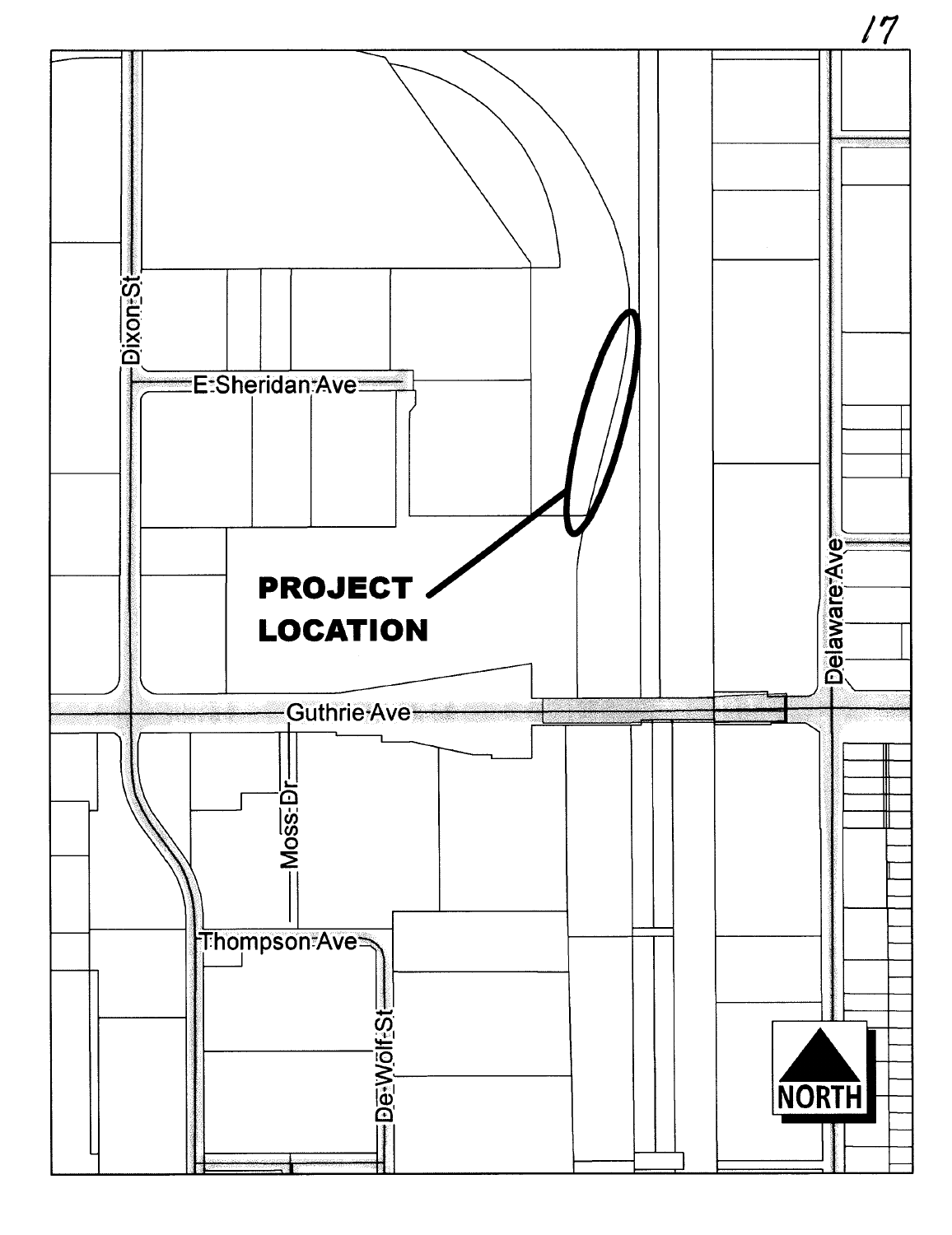Dixon St

E Sheridan Ave

PROJECT LOCATION

Guthrie Ave

Moss Dr

Thompson Ave

De Wolf St

Delaware Ave

NORTH